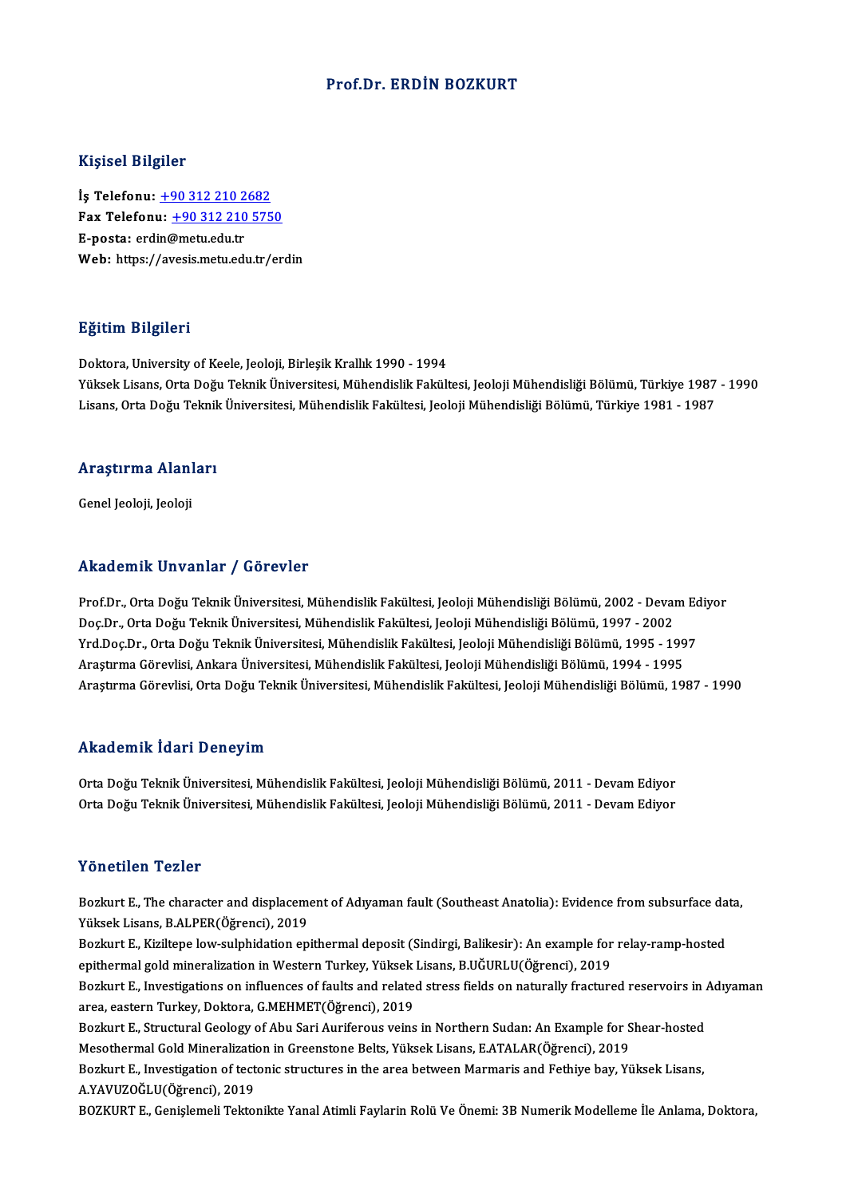# Prof.Dr. ERDİN BOZKURT

## Kişisel Bilgiler

**İş Telefonu:** +90 312 210 2682
**Fax Telefonu:** +90 312 210 5750
**E-posta:** erdin@metu.edu.tr
**Web:** https://avesis.metu.edu.tr/erdin

## Eğitim Bilgileri

Doktora, University of Keele, Jeoloji, Birleşik Krallık 1990 - 1994
Yüksek Lisans, Orta Doğu Teknik Üniversitesi, Mühendislik Fakültesi, Jeoloji Mühendisliği Bölümü, Türkiye 1987 - 1990
Lisans, Orta Doğu Teknik Üniversitesi, Mühendislik Fakültesi, Jeoloji Mühendisliği Bölümü, Türkiye 1981 - 1987

## Araştırma Alanları

Genel Jeoloji, Jeoloji

## Akademik Unvanlar / Görevler

Prof.Dr., Orta Doğu Teknik Üniversitesi, Mühendislik Fakültesi, Jeoloji Mühendisliği Bölümü, 2002 - Devam Ediyor
Doç.Dr., Orta Doğu Teknik Üniversitesi, Mühendislik Fakültesi, Jeoloji Mühendisliği Bölümü, 1997 - 2002
Yrd.Doç.Dr., Orta Doğu Teknik Üniversitesi, Mühendislik Fakültesi, Jeoloji Mühendisliği Bölümü, 1995 - 1997
Araştırma Görevlisi, Ankara Üniversitesi, Mühendislik Fakültesi, Jeoloji Mühendisliği Bölümü, 1994 - 1995
Araştırma Görevlisi, Orta Doğu Teknik Üniversitesi, Mühendislik Fakültesi, Jeoloji Mühendisliği Bölümü, 1987 - 1990

## Akademik İdari Deneyim

Orta Doğu Teknik Üniversitesi, Mühendislik Fakültesi, Jeoloji Mühendisliği Bölümü, 2011 - Devam Ediyor
Orta Doğu Teknik Üniversitesi, Mühendislik Fakültesi, Jeoloji Mühendisliği Bölümü, 2011 - Devam Ediyor

## Yönetilen Tezler

Bozkurt E., The character and displacement of Adıyaman fault (Southeast Anatolia): Evidence from subsurface data, Yüksek Lisans, B.ALPER(Öğrenci), 2019
Bozkurt E., Kiziltepe low-sulphidation epithermal deposit (Sindirgi, Balikesir): An example for relay-ramp-hosted epithermal gold mineralization in Western Turkey, Yüksek Lisans, B.UĞURLU(Öğrenci), 2019
Bozkurt E., Investigations on influences of faults and related stress fields on naturally fractured reservoirs in Adıyaman area, eastern Turkey, Doktora, G.MEHMET(Öğrenci), 2019
Bozkurt E., Structural Geology of Abu Sari Auriferous veins in Northern Sudan: An Example for Shear-hosted Mesothermal Gold Mineralization in Greenstone Belts, Yüksek Lisans, E.ATALAR(Öğrenci), 2019
Bozkurt E., Investigation of tectonic structures in the area between Marmaris and Fethiye bay, Yüksek Lisans, A.YAVUZOĞLU(Öğrenci), 2019
BOZKURT E., Genişlemeli Tektonikte Yanal Atimli Faylarin Rolü Ve Önemi: 3B Numerik Modelleme İle Anlama, Doktora,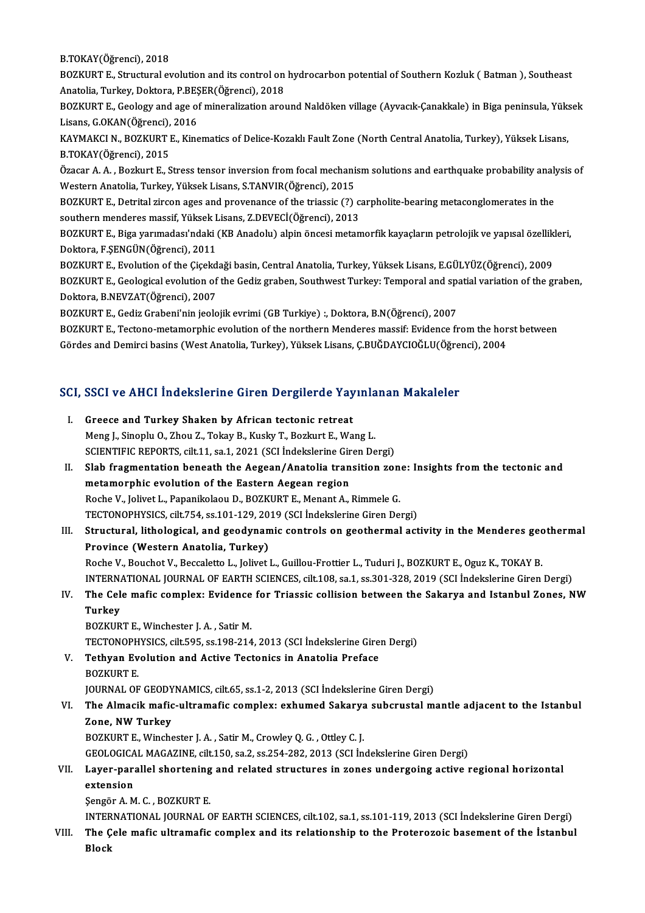B.TOKAY(Öğrenci), 2018

BOZKURT E., Structural evolution and its control on hydrocarbon potential of Southern Kozluk ( Batman ), Southeast Anatolia, Turkey, Doktora, P.BEŞER(Öğrenci), 2018

BOZKURT E., Geology and age of mineralization around Naldöken village (Ayvacık-Çanakkale) in Biga peninsula, Yüksek Lisans, G.OKAN(Öğrenci), 2016

KAYMAKCI N., BOZKURT E., Kinematics of Delice-Kozaklı Fault Zone (North Central Anatolia, Turkey), Yüksek Lisans, B.TOKAY(Öğrenci), 2015

Özacar A. A. , Bozkurt E., Stress tensor inversion from focal mechanism solutions and earthquake probability analysis of Western Anatolia, Turkey, Yüksek Lisans, S.TANVIR(Öğrenci), 2015

BOZKURT E., Detrital zircon ages and provenance of the triassic (?) carpholite-bearing metaconglomerates in the southern menderes massif, Yüksek Lisans, Z.DEVECİ(Öğrenci), 2013

BOZKURT E., Biga yarımadası'ndaki (KB Anadolu) alpin öncesi metamorfik kayaçların petrolojik ve yapısal özellikleri, Doktora, F.ŞENGÜN(Öğrenci), 2011

BOZKURT E., Evolution of the Çiçekdaği basin, Central Anatolia, Turkey, Yüksek Lisans, E.GÜLYÜZ(Öğrenci), 2009

BOZKURT E., Geological evolution of the Gediz graben, Southwest Turkey: Temporal and spatial variation of the graben, Doktora, B.NEVZAT(Öğrenci), 2007

BOZKURT E., Gediz Grabeni'nin jeolojik evrimi (GB Turkiye) :, Doktora, B.N(Öğrenci), 2007

BOZKURT E., Tectono-metamorphic evolution of the northern Menderes massif: Evidence from the horst between Gördes and Demirci basins (West Anatolia, Turkey), Yüksek Lisans, Ç.BUĞDAYCIOĞLU(Öğrenci), 2004

## SCI, SSCI ve AHCI İndekslerine Giren Dergilerde Yayınlanan Makaleler

I. **Greece and Turkey Shaken by African tectonic retreat**
   Meng J., Sinoplu O., Zhou Z., Tokay B., Kusky T., Bozkurt E., Wang L.
   SCIENTIFIC REPORTS, cilt.11, sa.1, 2021 (SCI İndekslerine Giren Dergi)

II. **Slab fragmentation beneath the Aegean/Anatolia transition zone: Insights from the tectonic and metamorphic evolution of the Eastern Aegean region**
   Roche V., Jolivet L., Papanikolaou D., BOZKURT E., Menant A., Rimmele G.
   TECTONOPHYSICS, cilt.754, ss.101-129, 2019 (SCI İndekslerine Giren Dergi)

III. **Structural, lithological, and geodynamic controls on geothermal activity in the Menderes geothermal Province (Western Anatolia, Turkey)**
   Roche V., Bouchot V., Beccaletto L., Jolivet L., Guillou-Frottier L., Tuduri J., BOZKURT E., Oguz K., TOKAY B.
   INTERNATIONAL JOURNAL OF EARTH SCIENCES, cilt.108, sa.1, ss.301-328, 2019 (SCI İndekslerine Giren Dergi)

IV. **The Cele mafic complex: Evidence for Triassic collision between the Sakarya and Istanbul Zones, NW Turkey**
   BOZKURT E., Winchester J. A. , Satir M.
   TECTONOPHYSICS, cilt.595, ss.198-214, 2013 (SCI İndekslerine Giren Dergi)

V. **Tethyan Evolution and Active Tectonics in Anatolia Preface**
   BOZKURT E.
   JOURNAL OF GEODYNAMICS, cilt.65, ss.1-2, 2013 (SCI İndekslerine Giren Dergi)

VI. **The Almacik mafic-ultramafic complex: exhumed Sakarya subcrustal mantle adjacent to the Istanbul Zone, NW Turkey**
   BOZKURT E., Winchester J. A. , Satir M., Crowley Q. G. , Ottley C. J.
   GEOLOGICAL MAGAZINE, cilt.150, sa.2, ss.254-282, 2013 (SCI İndekslerine Giren Dergi)

VII. **Layer-parallel shortening and related structures in zones undergoing active regional horizontal extension**
   Şengör A. M. C. , BOZKURT E.
   INTERNATIONAL JOURNAL OF EARTH SCIENCES, cilt.102, sa.1, ss.101-119, 2013 (SCI İndekslerine Giren Dergi)

VIII. **The Çele mafic ultramafic complex and its relationship to the Proterozoic basement of the İstanbul Block**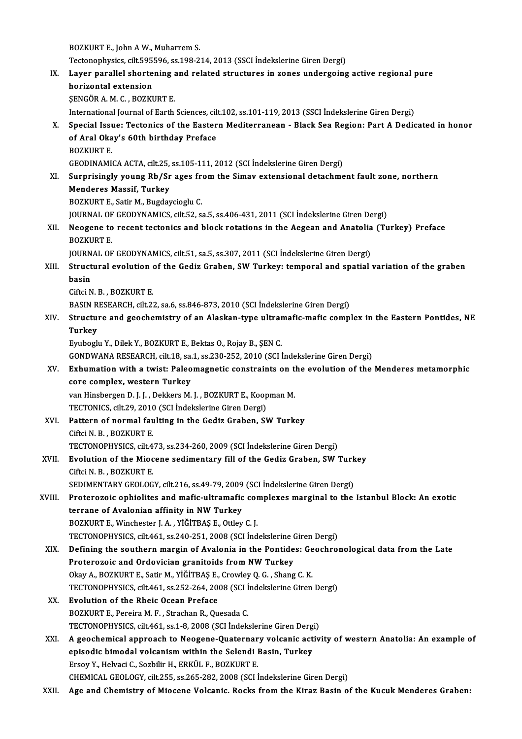BOZKURT E., John A W., Muharrem S.
Tectonophysics, cilt.595596, ss.198-214, 2013 (SSCI İndekslerine Giren Dergi)

IX. **Layer parallel shortening and related structures in zones undergoing active regional pure horizontal extension**
ŞENGÖR A. M. C. , BOZKURT E.
International Journal of Earth Sciences, cilt.102, ss.101-119, 2013 (SSCI İndekslerine Giren Dergi)

X. **Special Issue: Tectonics of the Eastern Mediterranean - Black Sea Region: Part A Dedicated in honor of Aral Okay's 60th birthday Preface**
BOZKURT E.
GEODINAMICA ACTA, cilt.25, ss.105-111, 2012 (SCI İndekslerine Giren Dergi)

XI. **Surprisingly young Rb/Sr ages from the Simav extensional detachment fault zone, northern Menderes Massif, Turkey**
BOZKURT E., Satir M., Bugdaycioglu C.
JOURNAL OF GEODYNAMICS, cilt.52, sa.5, ss.406-431, 2011 (SCI İndekslerine Giren Dergi)

XII. **Neogene to recent tectonics and block rotations in the Aegean and Anatolia (Turkey) Preface**
BOZKURT E.
JOURNAL OF GEODYNAMICS, cilt.51, sa.5, ss.307, 2011 (SCI İndekslerine Giren Dergi)

XIII. **Structural evolution of the Gediz Graben, SW Turkey: temporal and spatial variation of the graben basin**
Ciftci N. B. , BOZKURT E.
BASIN RESEARCH, cilt.22, sa.6, ss.846-873, 2010 (SCI İndekslerine Giren Dergi)

XIV. **Structure and geochemistry of an Alaskan-type ultramafic-mafic complex in the Eastern Pontides, NE Turkey**
Eyuboglu Y., Dilek Y., BOZKURT E., Bektas O., Rojay B., ŞEN C.
GONDWANA RESEARCH, cilt.18, sa.1, ss.230-252, 2010 (SCI İndekslerine Giren Dergi)

XV. **Exhumation with a twist: Paleomagnetic constraints on the evolution of the Menderes metamorphic core complex, western Turkey**
van Hinsbergen D. J. J. , Dekkers M. J. , BOZKURT E., Koopman M.
TECTONICS, cilt.29, 2010 (SCI İndekslerine Giren Dergi)

XVI. **Pattern of normal faulting in the Gediz Graben, SW Turkey**
Ciftci N. B. , BOZKURT E.
TECTONOPHYSICS, cilt.473, ss.234-260, 2009 (SCI İndekslerine Giren Dergi)

XVII. **Evolution of the Miocene sedimentary fill of the Gediz Graben, SW Turkey**
Ciftci N. B. , BOZKURT E.
SEDIMENTARY GEOLOGY, cilt.216, ss.49-79, 2009 (SCI İndekslerine Giren Dergi)

XVIII. **Proterozoic ophiolites and mafic-ultramafic complexes marginal to the Istanbul Block: An exotic terrane of Avalonian affinity in NW Turkey**
BOZKURT E., Winchester J. A. , YİĞİTBAŞ E., Ottley C. J.
TECTONOPHYSICS, cilt.461, ss.240-251, 2008 (SCI İndekslerine Giren Dergi)

XIX. **Defining the southern margin of Avalonia in the Pontides: Geochronological data from the Late Proterozoic and Ordovician granitoids from NW Turkey**
Okay A., BOZKURT E., Satir M., YİĞİTBAŞ E., Crowley Q. G. , Shang C. K.
TECTONOPHYSICS, cilt.461, ss.252-264, 2008 (SCI İndekslerine Giren Dergi)

XX. **Evolution of the Rheic Ocean Preface**
BOZKURT E., Pereira M. F. , Strachan R., Quesada C.
TECTONOPHYSICS, cilt.461, ss.1-8, 2008 (SCI İndekslerine Giren Dergi)

XXI. **A geochemical approach to Neogene-Quaternary volcanic activity of western Anatolia: An example of episodic bimodal volcanism within the Selendi Basin, Turkey**
Ersoy Y., Helvaci C., Sozbilir H., ERKÜL F., BOZKURT E.
CHEMICAL GEOLOGY, cilt.255, ss.265-282, 2008 (SCI İndekslerine Giren Dergi)

XXII. **Age and Chemistry of Miocene Volcanic. Rocks from the Kiraz Basin of the Kucuk Menderes Graben:**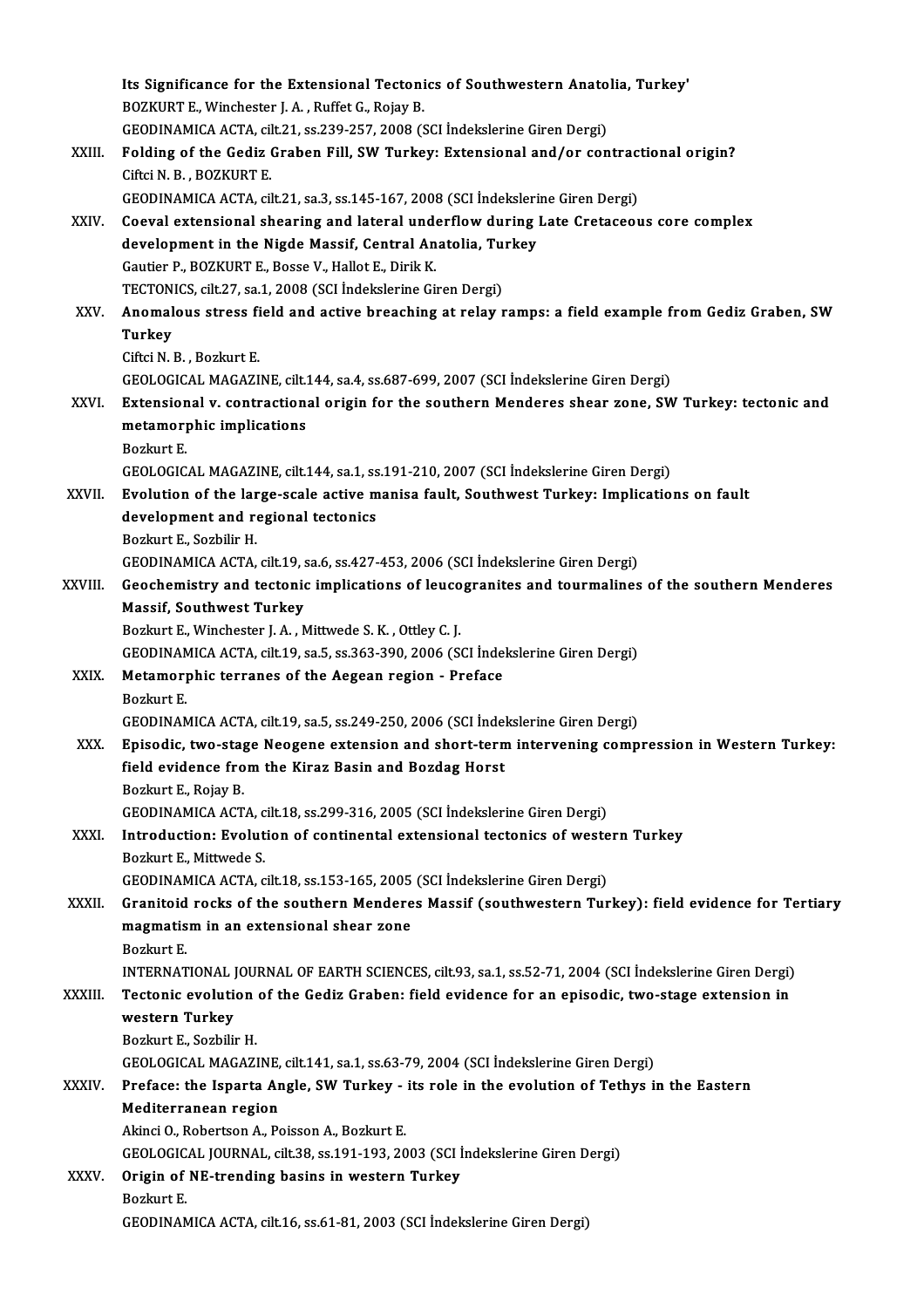Its Significance for the Extensional Tectonics of Southwestern Anatolia, Turkey'
BOZKURT E., Winchester J. A. , Ruffet G., Rojay B.
GEODINAMICA ACTA, cilt.21, ss.239-257, 2008 (SCI İndekslerine Giren Dergi)

XXIII. **Folding of the Gediz Graben Fill, SW Turkey: Extensional and/or contractional origin?**
Ciftci N. B. , BOZKURT E.
GEODINAMICA ACTA, cilt.21, sa.3, ss.145-167, 2008 (SCI İndekslerine Giren Dergi)

XXIV. **Coeval extensional shearing and lateral underflow during Late Cretaceous core complex development in the Nigde Massif, Central Anatolia, Turkey**
Gautier P., BOZKURT E., Bosse V., Hallot E., Dirik K.
TECTONICS, cilt.27, sa.1, 2008 (SCI İndekslerine Giren Dergi)

XXV. **Anomalous stress field and active breaching at relay ramps: a field example from Gediz Graben, SW Turkey**
Ciftci N. B. , Bozkurt E.
GEOLOGICAL MAGAZINE, cilt.144, sa.4, ss.687-699, 2007 (SCI İndekslerine Giren Dergi)

XXVI. **Extensional v. contractional origin for the southern Menderes shear zone, SW Turkey: tectonic and metamorphic implications**
Bozkurt E.
GEOLOGICAL MAGAZINE, cilt.144, sa.1, ss.191-210, 2007 (SCI İndekslerine Giren Dergi)

XXVII. **Evolution of the large-scale active manisa fault, Southwest Turkey: Implications on fault development and regional tectonics**
Bozkurt E., Sozbilir H.
GEODINAMICA ACTA, cilt.19, sa.6, ss.427-453, 2006 (SCI İndekslerine Giren Dergi)

XXVIII. **Geochemistry and tectonic implications of leucogranites and tourmalines of the southern Menderes Massif, Southwest Turkey**
Bozkurt E., Winchester J. A. , Mittwede S. K. , Ottley C. J.
GEODINAMICA ACTA, cilt.19, sa.5, ss.363-390, 2006 (SCI İndekslerine Giren Dergi)

XXIX. **Metamorphic terranes of the Aegean region - Preface**
Bozkurt E.
GEODINAMICA ACTA, cilt.19, sa.5, ss.249-250, 2006 (SCI İndekslerine Giren Dergi)

XXX. **Episodic, two-stage Neogene extension and short-term intervening compression in Western Turkey: field evidence from the Kiraz Basin and Bozdag Horst**
Bozkurt E., Rojay B.
GEODINAMICA ACTA, cilt.18, ss.299-316, 2005 (SCI İndekslerine Giren Dergi)

XXXI. **Introduction: Evolution of continental extensional tectonics of western Turkey**
Bozkurt E., Mittwede S.
GEODINAMICA ACTA, cilt.18, ss.153-165, 2005 (SCI İndekslerine Giren Dergi)

XXXII. **Granitoid rocks of the southern Menderes Massif (southwestern Turkey): field evidence for Tertiary magmatism in an extensional shear zone**
Bozkurt E.
INTERNATIONAL JOURNAL OF EARTH SCIENCES, cilt.93, sa.1, ss.52-71, 2004 (SCI İndekslerine Giren Dergi)

XXXIII. **Tectonic evolution of the Gediz Graben: field evidence for an episodic, two-stage extension in western Turkey**
Bozkurt E., Sozbilir H.
GEOLOGICAL MAGAZINE, cilt.141, sa.1, ss.63-79, 2004 (SCI İndekslerine Giren Dergi)

XXXIV. **Preface: the Isparta Angle, SW Turkey - its role in the evolution of Tethys in the Eastern Mediterranean region**
Akinci O., Robertson A., Poisson A., Bozkurt E.
GEOLOGICAL JOURNAL, cilt.38, ss.191-193, 2003 (SCI İndekslerine Giren Dergi)

XXXV. **Origin of NE-trending basins in western Turkey**
Bozkurt E.
GEODINAMICA ACTA, cilt.16, ss.61-81, 2003 (SCI İndekslerine Giren Dergi)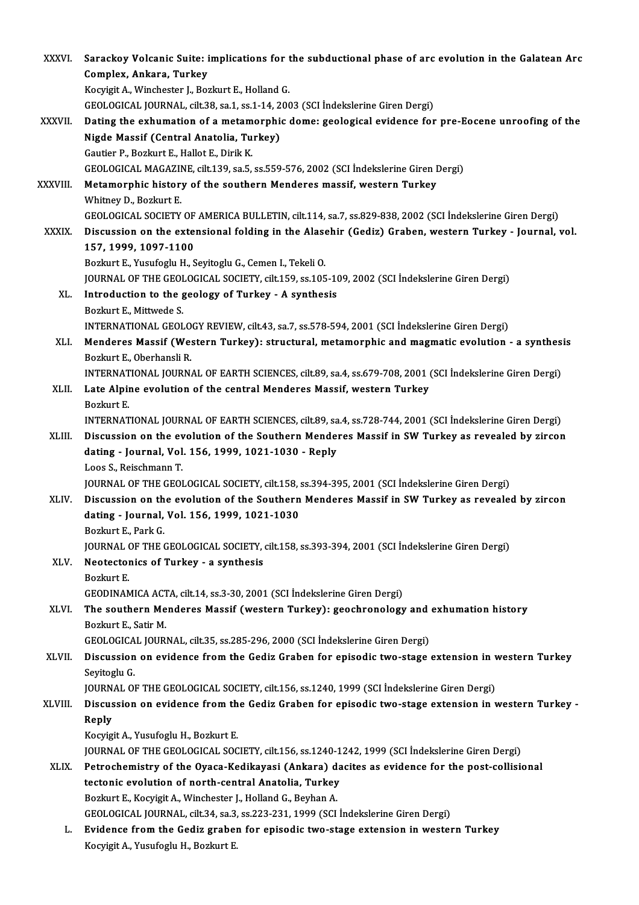XXXVI. **Sarackoy Volcanic Suite: implications for the subductional phase of arc evolution in the Galatean Arc Complex, Ankara, Turkey**
Kocyigit A., Winchester J., Bozkurt E., Holland G.
GEOLOGICAL JOURNAL, cilt.38, sa.1, ss.1-14, 2003 (SCI İndekslerine Giren Dergi)

XXXVII. **Dating the exhumation of a metamorphic dome: geological evidence for pre-Eocene unroofing of the Nigde Massif (Central Anatolia, Turkey)**
Gautier P., Bozkurt E., Hallot E., Dirik K.
GEOLOGICAL MAGAZINE, cilt.139, sa.5, ss.559-576, 2002 (SCI İndekslerine Giren Dergi)

XXXVIII. **Metamorphic history of the southern Menderes massif, western Turkey**
Whitney D., Bozkurt E.
GEOLOGICAL SOCIETY OF AMERICA BULLETIN, cilt.114, sa.7, ss.829-838, 2002 (SCI İndekslerine Giren Dergi)

XXXIX. **Discussion on the extensional folding in the Alasehir (Gediz) Graben, western Turkey - Journal, vol. 157, 1999, 1097-1100**
Bozkurt E., Yusufoglu H., Seyitoglu G., Cemen I., Tekeli O.
JOURNAL OF THE GEOLOGICAL SOCIETY, cilt.159, ss.105-109, 2002 (SCI İndekslerine Giren Dergi)

XL. **Introduction to the geology of Turkey - A synthesis**
Bozkurt E., Mittwede S.
INTERNATIONAL GEOLOGY REVIEW, cilt.43, sa.7, ss.578-594, 2001 (SCI İndekslerine Giren Dergi)

XLI. **Menderes Massif (Western Turkey): structural, metamorphic and magmatic evolution - a synthesis**
Bozkurt E., Oberhansli R.
INTERNATIONAL JOURNAL OF EARTH SCIENCES, cilt.89, sa.4, ss.679-708, 2001 (SCI İndekslerine Giren Dergi)

XLII. **Late Alpine evolution of the central Menderes Massif, western Turkey**
Bozkurt E.
INTERNATIONAL JOURNAL OF EARTH SCIENCES, cilt.89, sa.4, ss.728-744, 2001 (SCI İndekslerine Giren Dergi)

XLIII. **Discussion on the evolution of the Southern Menderes Massif in SW Turkey as revealed by zircon dating - Journal, Vol. 156, 1999, 1021-1030 - Reply**
Loos S., Reischmann T.
JOURNAL OF THE GEOLOGICAL SOCIETY, cilt.158, ss.394-395, 2001 (SCI İndekslerine Giren Dergi)

XLIV. **Discussion on the evolution of the Southern Menderes Massif in SW Turkey as revealed by zircon dating - Journal, Vol. 156, 1999, 1021-1030**
Bozkurt E., Park G.
JOURNAL OF THE GEOLOGICAL SOCIETY, cilt.158, ss.393-394, 2001 (SCI İndekslerine Giren Dergi)

XLV. **Neotectonics of Turkey - a synthesis**
Bozkurt E.
GEODINAMICA ACTA, cilt.14, ss.3-30, 2001 (SCI İndekslerine Giren Dergi)

XLVI. **The southern Menderes Massif (western Turkey): geochronology and exhumation history**
Bozkurt E., Satir M.
GEOLOGICAL JOURNAL, cilt.35, ss.285-296, 2000 (SCI İndekslerine Giren Dergi)

XLVII. **Discussion on evidence from the Gediz Graben for episodic two-stage extension in western Turkey**
Seyitoglu G.
JOURNAL OF THE GEOLOGICAL SOCIETY, cilt.156, ss.1240, 1999 (SCI İndekslerine Giren Dergi)

XLVIII. **Discussion on evidence from the Gediz Graben for episodic two-stage extension in western Turkey - Reply**
Kocyigit A., Yusufoglu H., Bozkurt E.
JOURNAL OF THE GEOLOGICAL SOCIETY, cilt.156, ss.1240-1242, 1999 (SCI İndekslerine Giren Dergi)

XLIX. **Petrochemistry of the Oyaca-Kedikayasi (Ankara) dacites as evidence for the post-collisional tectonic evolution of north-central Anatolia, Turkey**
Bozkurt E., Kocyigit A., Winchester J., Holland G., Beyhan A.
GEOLOGICAL JOURNAL, cilt.34, sa.3, ss.223-231, 1999 (SCI İndekslerine Giren Dergi)

L. **Evidence from the Gediz graben for episodic two-stage extension in western Turkey**
Kocyigit A., Yusufoglu H., Bozkurt E.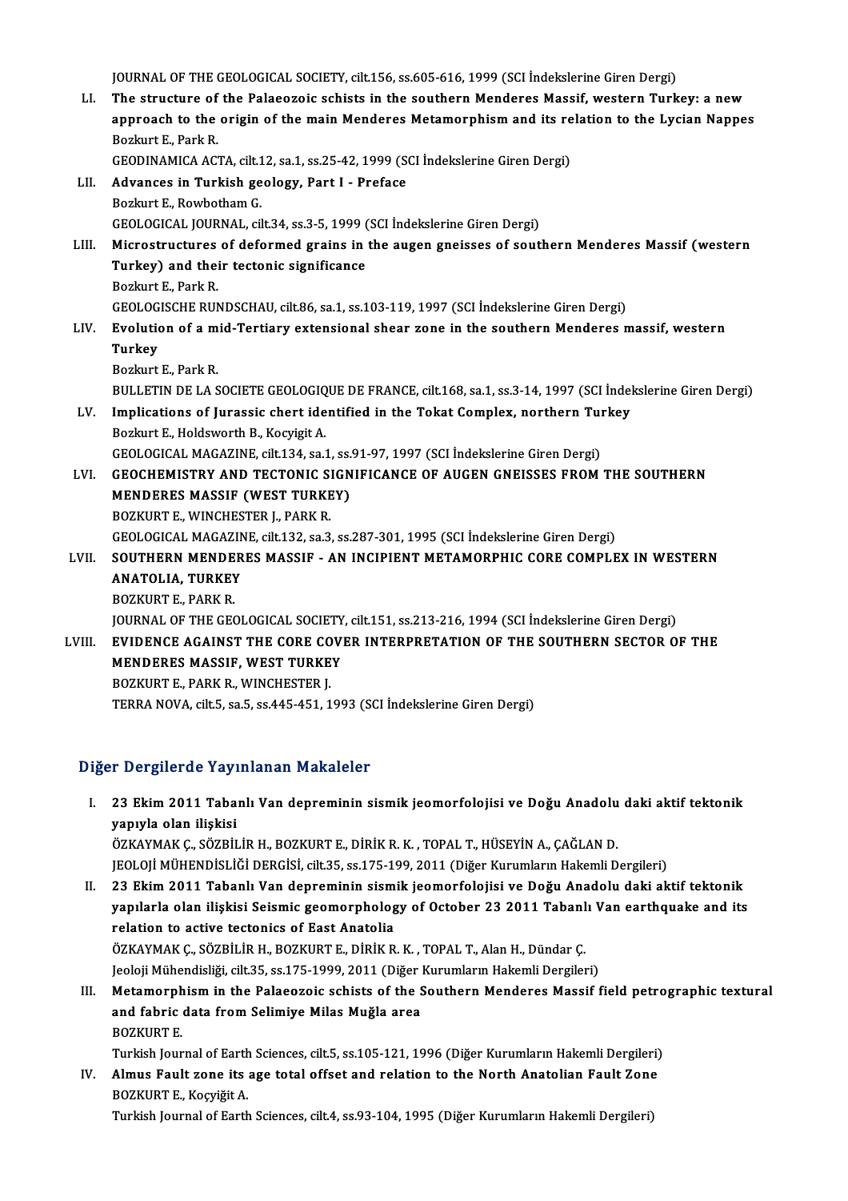JOURNAL OF THE GEOLOGICAL SOCIETY, cilt.156, ss.605-616, 1999 (SCI İndekslerine Giren Dergi)

LI. **The structure of the Palaeozoic schists in the southern Menderes Massif, western Turkey: a new approach to the origin of the main Menderes Metamorphism and its relation to the Lycian Nappes**
Bozkurt E., Park R.
GEODINAMICA ACTA, cilt.12, sa.1, ss.25-42, 1999 (SCI İndekslerine Giren Dergi)

LII. **Advances in Turkish geology, Part I - Preface**
Bozkurt E., Rowbotham G.
GEOLOGICAL JOURNAL, cilt.34, ss.3-5, 1999 (SCI İndekslerine Giren Dergi)

LIII. **Microstructures of deformed grains in the augen gneisses of southern Menderes Massif (western Turkey) and their tectonic significance**
Bozkurt E., Park R.
GEOLOGISCHE RUNDSCHAU, cilt.86, sa.1, ss.103-119, 1997 (SCI İndekslerine Giren Dergi)

LIV. **Evolution of a mid-Tertiary extensional shear zone in the southern Menderes massif, western Turkey**
Bozkurt E., Park R.
BULLETIN DE LA SOCIETE GEOLOGIQUE DE FRANCE, cilt.168, sa.1, ss.3-14, 1997 (SCI İndekslerine Giren Dergi)

LV. **Implications of Jurassic chert identified in the Tokat Complex, northern Turkey**
Bozkurt E., Holdsworth B., Kocyigit A.
GEOLOGICAL MAGAZINE, cilt.134, sa.1, ss.91-97, 1997 (SCI İndekslerine Giren Dergi)

LVI. **GEOCHEMISTRY AND TECTONIC SIGNIFICANCE OF AUGEN GNEISSES FROM THE SOUTHERN MENDERES MASSIF (WEST TURKEY)**
BOZKURT E., WINCHESTER J., PARK R.
GEOLOGICAL MAGAZINE, cilt.132, sa.3, ss.287-301, 1995 (SCI İndekslerine Giren Dergi)

LVII. **SOUTHERN MENDERES MASSIF - AN INCIPIENT METAMORPHIC CORE COMPLEX IN WESTERN ANATOLIA, TURKEY**
BOZKURT E., PARK R.
JOURNAL OF THE GEOLOGICAL SOCIETY, cilt.151, ss.213-216, 1994 (SCI İndekslerine Giren Dergi)

LVIII. **EVIDENCE AGAINST THE CORE COVER INTERPRETATION OF THE SOUTHERN SECTOR OF THE MENDERES MASSIF, WEST TURKEY**
BOZKURT E., PARK R., WINCHESTER J.
TERRA NOVA, cilt.5, sa.5, ss.445-451, 1993 (SCI İndekslerine Giren Dergi)

## Diğer Dergilerde Yayınlanan Makaleler

I. **23 Ekim 2011 Tabanlı Van depreminin sismik jeomorfolojisi ve Doğu Anadolu daki aktif tektonik yapıyla olan ilişkisi**
ÖZKAYMAK Ç., SÖZBİLİR H., BOZKURT E., DİRİK R. K. , TOPAL T., HÜSEYİN A., ÇAĞLAN D.
JEOLOJİ MÜHENDİSLİĞİ DERGİSİ, cilt.35, ss.175-199, 2011 (Diğer Kurumların Hakemli Dergileri)

II. **23 Ekim 2011 Tabanlı Van depreminin sismik jeomorfolojisi ve Doğu Anadolu daki aktif tektonik yapılarla olan ilişkisi Seismic geomorphology of October 23 2011 Tabanlı Van earthquake and its relation to active tectonics of East Anatolia**
ÖZKAYMAK Ç., SÖZBİLİR H., BOZKURT E., DİRİK R. K. , TOPAL T., Alan H., Dündar Ç.
Jeoloji Mühendisliği, cilt.35, ss.175-1999, 2011 (Diğer Kurumların Hakemli Dergileri)

III. **Metamorphism in the Palaeozoic schists of the Southern Menderes Massif field petrographic textural and fabric data from Selimiye Milas Muğla area**
BOZKURT E.
Turkish Journal of Earth Sciences, cilt.5, ss.105-121, 1996 (Diğer Kurumların Hakemli Dergileri)

IV. **Almus Fault zone its age total offset and relation to the North Anatolian Fault Zone**
BOZKURT E., Koçyiğit A.
Turkish Journal of Earth Sciences, cilt.4, ss.93-104, 1995 (Diğer Kurumların Hakemli Dergileri)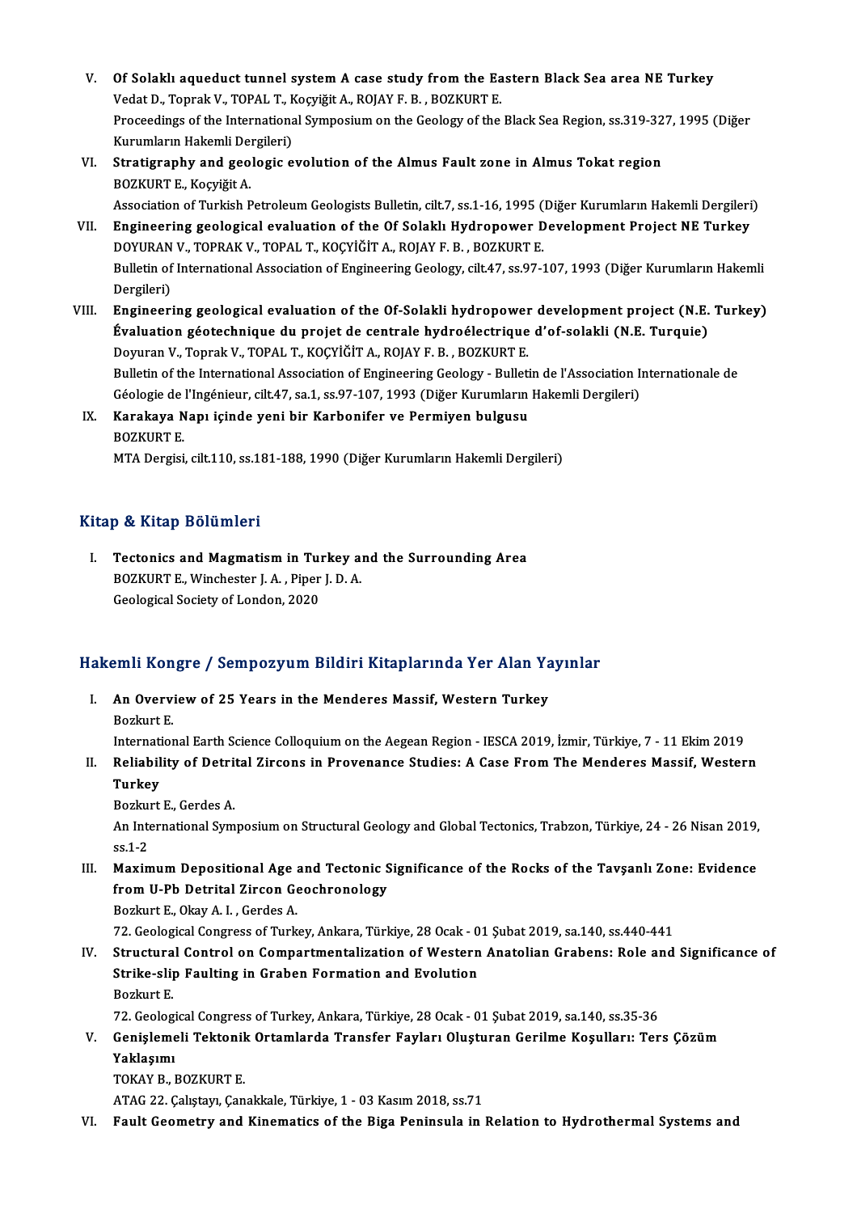V. **Of Solaklı aqueduct tunnel system A case study from the Eastern Black Sea area NE Turkey**
Vedat D., Toprak V., TOPAL T., Koçyiğit A., ROJAY F. B. , BOZKURT E.
Proceedings of the International Symposium on the Geology of the Black Sea Region, ss.319-327, 1995 (Diğer Kurumların Hakemli Dergileri)

VI. **Stratigraphy and geologic evolution of the Almus Fault zone in Almus Tokat region**
BOZKURT E., Koçyiğit A.
Association of Turkish Petroleum Geologists Bulletin, cilt.7, ss.1-16, 1995 (Diğer Kurumların Hakemli Dergileri)

VII. **Engineering geological evaluation of the Of Solaklı Hydropower Development Project NE Turkey**
DOYURAN V., TOPRAK V., TOPAL T., KOÇYİĞİT A., ROJAY F. B. , BOZKURT E.
Bulletin of International Association of Engineering Geology, cilt.47, ss.97-107, 1993 (Diğer Kurumların Hakemli Dergileri)

VIII. **Engineering geological evaluation of the Of-Solakli hydropower development project (N.E. Turkey) Évaluation géotechnique du projet de centrale hydroélectrique d'of-solakli (N.E. Turquie)**
Doyuran V., Toprak V., TOPAL T., KOÇYİĞİT A., ROJAY F. B. , BOZKURT E.
Bulletin of the International Association of Engineering Geology - Bulletin de l'Association Internationale de Géologie de l'Ingénieur, cilt.47, sa.1, ss.97-107, 1993 (Diğer Kurumların Hakemli Dergileri)

IX. **Karakaya Napı içinde yeni bir Karbonifer ve Permiyen bulgusu**
BOZKURT E.
MTA Dergisi, cilt.110, ss.181-188, 1990 (Diğer Kurumların Hakemli Dergileri)

## Kitap & Kitap Bölümleri

I. **Tectonics and Magmatism in Turkey and the Surrounding Area**
BOZKURT E., Winchester J. A. , Piper J. D. A.
Geological Society of London, 2020

## Hakemli Kongre / Sempozyum Bildiri Kitaplarında Yer Alan Yayınlar

I. **An Overview of 25 Years in the Menderes Massif, Western Turkey**
Bozkurt E.
International Earth Science Colloquium on the Aegean Region - IESCA 2019, İzmir, Türkiye, 7 - 11 Ekim 2019

II. **Reliability of Detrital Zircons in Provenance Studies: A Case From The Menderes Massif, Western Turkey**
Bozkurt E., Gerdes A.
An International Symposium on Structural Geology and Global Tectonics, Trabzon, Türkiye, 24 - 26 Nisan 2019, ss.1-2

III. **Maximum Depositional Age and Tectonic Significance of the Rocks of the Tavşanlı Zone: Evidence from U-Pb Detrital Zircon Geochronology**
Bozkurt E., Okay A. I. , Gerdes A.
72. Geological Congress of Turkey, Ankara, Türkiye, 28 Ocak - 01 Şubat 2019, sa.140, ss.440-441

IV. **Structural Control on Compartmentalization of Western Anatolian Grabens: Role and Significance of Strike-slip Faulting in Graben Formation and Evolution**
Bozkurt E.
72. Geological Congress of Turkey, Ankara, Türkiye, 28 Ocak - 01 Şubat 2019, sa.140, ss.35-36

V. **Genişlemeli Tektonik Ortamlarda Transfer Fayları Oluşturan Gerilme Koşulları: Ters Çözüm Yaklaşımı**
TOKAY B., BOZKURT E.
ATAG 22. Çalıştayı, Çanakkale, Türkiye, 1 - 03 Kasım 2018, ss.71

VI. **Fault Geometry and Kinematics of the Biga Peninsula in Relation to Hydrothermal Systems and**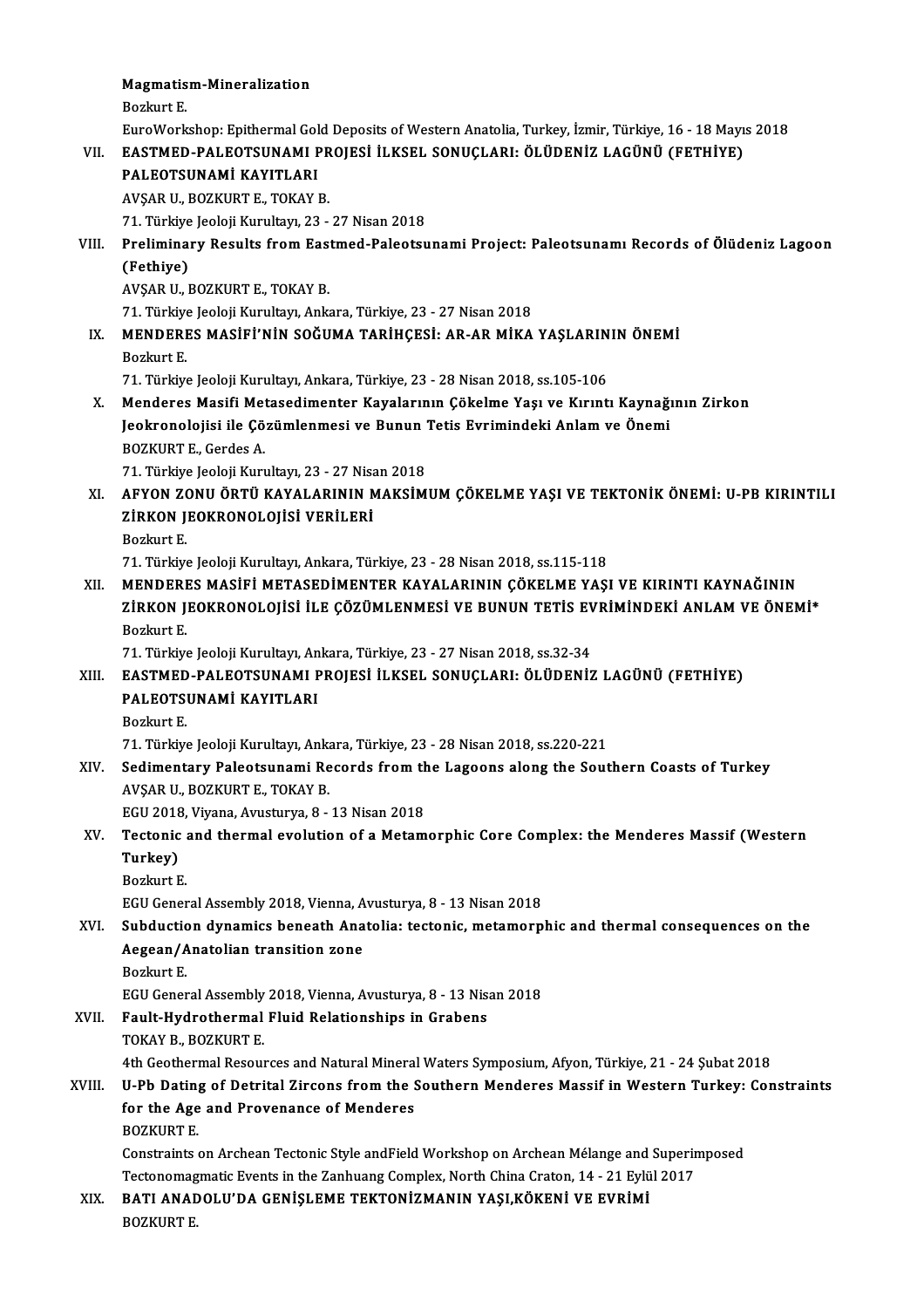**Magmatism-Mineralization**
Bozkurt E.
EuroWorkshop: Epithermal Gold Deposits of Western Anatolia, Turkey, İzmir, Türkiye, 16 - 18 Mayıs 2018

VII. **EASTMED-PALEOTSUNAMI PROJESİ İLKSEL SONUÇLARI: ÖLÜDENİZ LAGÜNÜ (FETHİYE) PALEOTSUNAMİ KAYITLARI**
AVŞAR U., BOZKURT E., TOKAY B.
71. Türkiye Jeoloji Kurultayı, 23 - 27 Nisan 2018

VIII. **Preliminary Results from Eastmed-Paleotsunami Project: Paleotsunamı Records of Ölüdeniz Lagoon (Fethiye)**
AVŞAR U., BOZKURT E., TOKAY B.
71. Türkiye Jeoloji Kurultayı, Ankara, Türkiye, 23 - 27 Nisan 2018

IX. **MENDERES MASİFİ'NİN SOĞUMA TARİHÇESİ: AR-AR MİKA YAŞLARININ ÖNEMİ**
Bozkurt E.
71. Türkiye Jeoloji Kurultayı, Ankara, Türkiye, 23 - 28 Nisan 2018, ss.105-106

X. **Menderes Masifi Metasedimenter Kayalarının Çökelme Yaşı ve Kırıntı Kaynağının Zirkon Jeokronolojisi ile Çözümlenmesi ve Bunun Tetis Evrimindeki Anlam ve Önemi**
BOZKURT E., Gerdes A.
71. Türkiye Jeoloji Kurultayı, 23 - 27 Nisan 2018

XI. **AFYON ZONU ÖRTÜ KAYALARININ MAKSİMUM ÇÖKELME YAŞI VE TEKTONİK ÖNEMİ: U-PB KIRINTILI ZİRKON JEOKRONOLOJİSİ VERİLERİ**
Bozkurt E.
71. Türkiye Jeoloji Kurultayı, Ankara, Türkiye, 23 - 28 Nisan 2018, ss.115-118

XII. **MENDERES MASİFİ METASEDİMENTER KAYALARININ ÇÖKELME YAŞI VE KIRINTI KAYNAĞININ ZİRKON JEOKRONOLOJİSİ İLE ÇÖZÜMLENMESİ VE BUNUN TETİS EVRİMİNDEKİ ANLAM VE ÖNEMİ***
Bozkurt E.
71. Türkiye Jeoloji Kurultayı, Ankara, Türkiye, 23 - 27 Nisan 2018, ss.32-34

XIII. **EASTMED-PALEOTSUNAMI PROJESİ İLKSEL SONUÇLARI: ÖLÜDENİZ LAGÜNÜ (FETHİYE) PALEOTSUNAMİ KAYITLARI**
Bozkurt E.
71. Türkiye Jeoloji Kurultayı, Ankara, Türkiye, 23 - 28 Nisan 2018, ss.220-221

XIV. **Sedimentary Paleotsunami Records from the Lagoons along the Southern Coasts of Turkey**
AVŞAR U., BOZKURT E., TOKAY B.
EGU 2018, Viyana, Avusturya, 8 - 13 Nisan 2018

XV. **Tectonic and thermal evolution of a Metamorphic Core Complex: the Menderes Massif (Western Turkey)**
Bozkurt E.
EGU General Assembly 2018, Vienna, Avusturya, 8 - 13 Nisan 2018

XVI. **Subduction dynamics beneath Anatolia: tectonic, metamorphic and thermal consequences on the Aegean/Anatolian transition zone**
Bozkurt E.
EGU General Assembly 2018, Vienna, Avusturya, 8 - 13 Nisan 2018

XVII. **Fault-Hydrothermal Fluid Relationships in Grabens**
TOKAY B., BOZKURT E.
4th Geothermal Resources and Natural Mineral Waters Symposium, Afyon, Türkiye, 21 - 24 Şubat 2018

XVIII. **U-Pb Dating of Detrital Zircons from the Southern Menderes Massif in Western Turkey: Constraints for the Age and Provenance of Menderes**
BOZKURT E.
Constraints on Archean Tectonic Style andField Workshop on Archean Mélange and Superimposed Tectonomagmatic Events in the Zanhuang Complex, North China Craton, 14 - 21 Eylül 2017

XIX. **BATI ANADOLU'DA GENİŞLEME TEKTONİZMANIN YAŞI,KÖKENİ VE EVRİMİ**
BOZKURT E.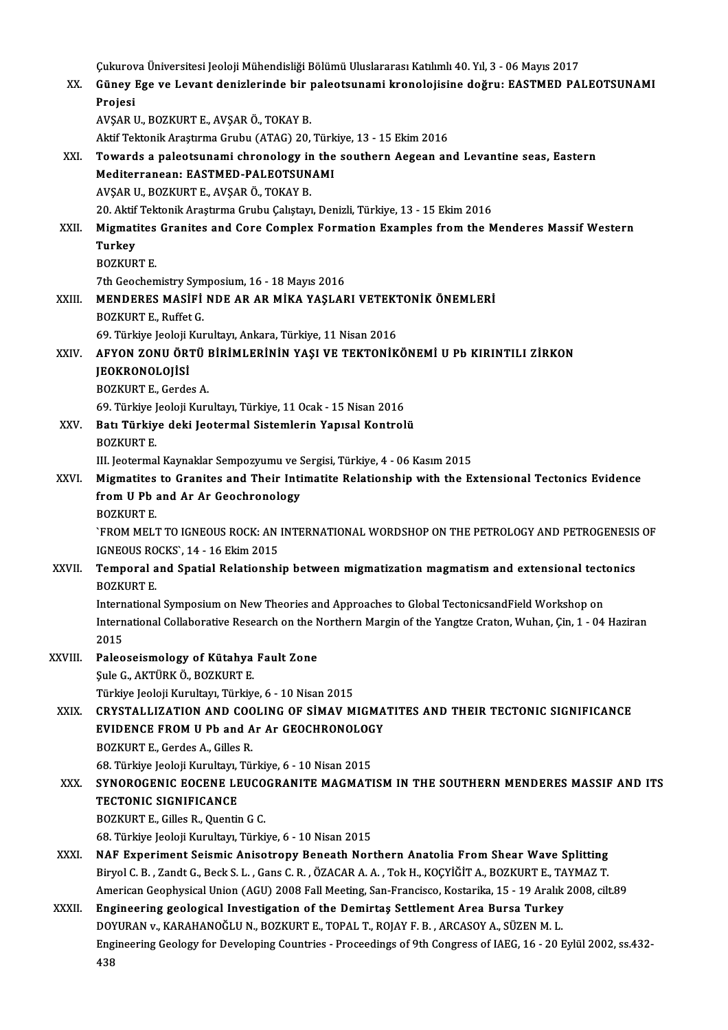Çukurova Üniversitesi Jeoloji Mühendisliği Bölümü Uluslararası Katılımlı 40. Yıl, 3 - 06 Mayıs 2017

XX. **Güney Ege ve Levant denizlerinde bir paleotsunami kronolojisine doğru: EASTMED PALEOTSUNAMI Projesi**
AVŞAR U., BOZKURT E., AVŞAR Ö., TOKAY B.
Aktif Tektonik Araştırma Grubu (ATAG) 20, Türkiye, 13 - 15 Ekim 2016

XXI. **Towards a paleotsunami chronology in the southern Aegean and Levantine seas, Eastern Mediterranean: EASTMED-PALEOTSUNAMI**
AVŞAR U., BOZKURT E., AVŞAR Ö., TOKAY B.
20. Aktif Tektonik Araştırma Grubu Çalıştayı, Denizli, Türkiye, 13 - 15 Ekim 2016

XXII. **Migmatites Granites and Core Complex Formation Examples from the Menderes Massif Western Turkey**
BOZKURT E.
7th Geochemistry Symposium, 16 - 18 Mayıs 2016

XXIII. **MENDERES MASİFİ NDE AR AR MİKA YAŞLARI VETEKTONİK ÖNEMLERİ**
BOZKURT E., Ruffet G.
69. Türkiye Jeoloji Kurultayı, Ankara, Türkiye, 11 Nisan 2016

XXIV. **AFYON ZONU ÖRTÜ BİRİMLERİNİN YAŞI VE TEKTONİKÖNEMİ U Pb KIRINTILI ZİRKON JEOKRONOLOJİSİ**
BOZKURT E., Gerdes A.
69. Türkiye Jeoloji Kurultayı, Türkiye, 11 Ocak - 15 Nisan 2016

XXV. **Batı Türkiye deki Jeotermal Sistemlerin Yapısal Kontrolü**
BOZKURT E.
III. Jeotermal Kaynaklar Sempozyumu ve Sergisi, Türkiye, 4 - 06 Kasım 2015

XXVI. **Migmatites to Granites and Their Intimatite Relationship with the Extensional Tectonics Evidence from U Pb and Ar Ar Geochronology**
BOZKURT E.
`FROM MELT TO IGNEOUS ROCK: AN INTERNATIONAL WORDSHOP ON THE PETROLOGY AND PETROGENESIS OF IGNEOUS ROCKS`, 14 - 16 Ekim 2015

XXVII. **Temporal and Spatial Relationship between migmatization magmatism and extensional tectonics**
BOZKURT E.
International Symposium on New Theories and Approaches to Global TectonicsandField Workshop on International Collaborative Research on the Northern Margin of the Yangtze Craton, Wuhan, Çin, 1 - 04 Haziran 2015

XXVIII. **Paleoseismology of Kütahya Fault Zone**
Şule G., AKTÜRK Ö., BOZKURT E.
Türkiye Jeoloji Kurultayı, Türkiye, 6 - 10 Nisan 2015

XXIX. **CRYSTALLIZATION AND COOLING OF SİMAV MIGMATITES AND THEIR TECTONIC SIGNIFICANCE EVIDENCE FROM U Pb and Ar Ar GEOCHRONOLOGY**
BOZKURT E., Gerdes A., Gilles R.
68. Türkiye Jeoloji Kurultayı, Türkiye, 6 - 10 Nisan 2015

XXX. **SYNOROGENIC EOCENE LEUCOGRANITE MAGMATISM IN THE SOUTHERN MENDERES MASSIF AND ITS TECTONIC SIGNIFICANCE**
BOZKURT E., Gilles R., Quentin G C.
68. Türkiye Jeoloji Kurultayı, Türkiye, 6 - 10 Nisan 2015

XXXI. **NAF Experiment Seismic Anisotropy Beneath Northern Anatolia From Shear Wave Splitting**
Biryol C. B. , Zandt G., Beck S. L. , Gans C. R. , ÖZACAR A. A. , Tok H., KOÇYİĞİT A., BOZKURT E., TAYMAZ T.
American Geophysical Union (AGU) 2008 Fall Meeting, San-Francisco, Kostarika, 15 - 19 Aralık 2008, cilt.89

XXXII. **Engineering geological Investigation of the Demirtaş Settlement Area Bursa Turkey**
DOYURAN v., KARAHANOĞLU N., BOZKURT E., TOPAL T., ROJAY F. B. , ARCASOY A., SÜZEN M. L.
Engineering Geology for Developing Countries - Proceedings of 9th Congress of IAEG, 16 - 20 Eylül 2002, ss.432-438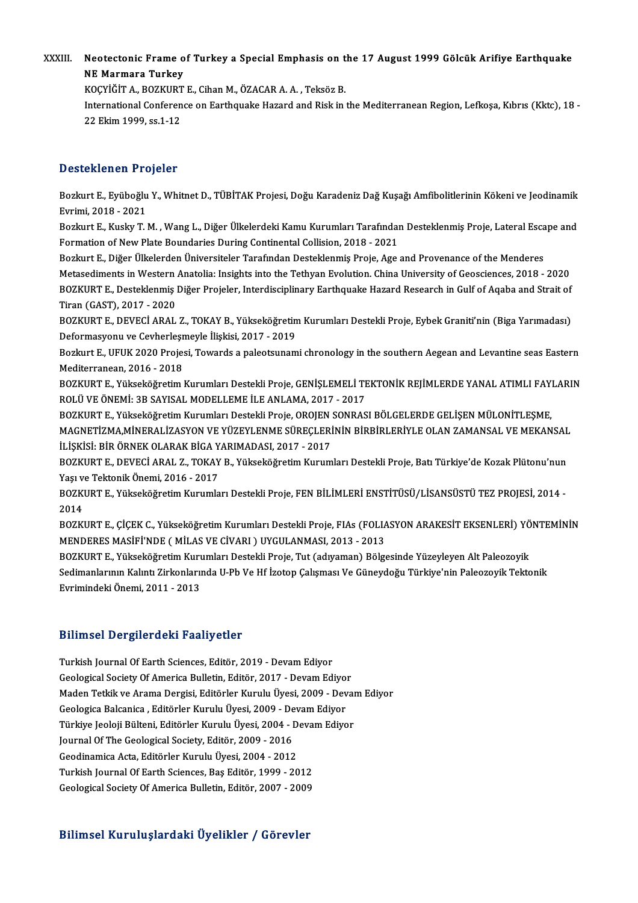XXXIII. **Neotectonic Frame of Turkey a Special Emphasis on the 17 August 1999 Gölcük Arifiye Earthquake NE Marmara Turkey**
KOÇYİĞİT A., BOZKURT E., Cihan M., ÖZACAR A. A. , Teksöz B.
International Conference on Earthquake Hazard and Risk in the Mediterranean Region, Lefkoşa, Kıbrıs (Kktc), 18 - 22 Ekim 1999, ss.1-12

## Desteklenen Projeler

Bozkurt E., Eyüboğlu Y., Whitnet D., TÜBİTAK Projesi, Doğu Karadeniz Dağ Kuşağı Amfibolitlerinin Kökeni ve Jeodinamik Evrimi, 2018 - 2021

Bozkurt E., Kusky T. M. , Wang L., Diğer Ülkelerdeki Kamu Kurumları Tarafından Desteklenmiş Proje, Lateral Escape and Formation of New Plate Boundaries During Continental Collision, 2018 - 2021

Bozkurt E., Diğer Ülkelerden Üniversiteler Tarafından Desteklenmiş Proje, Age and Provenance of the Menderes Metasediments in Western Anatolia: Insights into the Tethyan Evolution. China University of Geosciences, 2018 - 2020

BOZKURT E., Desteklenmiş Diğer Projeler, Interdisciplinary Earthquake Hazard Research in Gulf of Aqaba and Strait of Tiran (GAST), 2017 - 2020

BOZKURT E., DEVECİ ARAL Z., TOKAY B., Yükseköğretim Kurumları Destekli Proje, Eybek Graniti'nin (Biga Yarımadası) Deformasyonu ve Cevherleşmeyle İlişkisi, 2017 - 2019

Bozkurt E., UFUK 2020 Projesi, Towards a paleotsunami chronology in the southern Aegean and Levantine seas Eastern Mediterranean, 2016 - 2018

BOZKURT E., Yükseköğretim Kurumları Destekli Proje, GENİŞLEMELİ TEKTONİK REJİMLERDE YANAL ATIMLI FAYLARIN ROLÜ VE ÖNEMİ: 3B SAYISAL MODELLEME İLE ANLAMA, 2017 - 2017

BOZKURT E., Yükseköğretim Kurumları Destekli Proje, OROJEN SONRASI BÖLGELERDE GELİŞEN MÜLONİTLEŞME, MAGNETİZMA,MİNERALİZASYON VE YÜZEYLENME SÜREÇLERİNİN BİRBİRLERİYLE OLAN ZAMANSAL VE MEKANSAL İLİŞKİSİ: BİR ÖRNEK OLARAK BİGA YARIMADASI, 2017 - 2017

BOZKURT E., DEVECİ ARAL Z., TOKAY B., Yükseköğretim Kurumları Destekli Proje, Batı Türkiye'de Kozak Plütonu'nun Yaşı ve Tektonik Önemi, 2016 - 2017

BOZKURT E., Yükseköğretim Kurumları Destekli Proje, FEN BİLİMLERİ ENSTİTÜSÜ/LİSANSÜSTÜ TEZ PROJESİ, 2014 - 2014

BOZKURT E., ÇİÇEK C., Yükseköğretim Kurumları Destekli Proje, FIAs (FOLIASYON ARAKESİT EKSENLERİ) YÖNTEMİNİN MENDERES MASİFİ'NDE ( MİLAS VE CİVARI ) UYGULANMASI, 2013 - 2013

BOZKURT E., Yükseköğretim Kurumları Destekli Proje, Tut (adıyaman) Bölgesinde Yüzeyleyen Alt Paleozoyik Sedimanlarının Kalıntı Zirkonlarında U-Pb Ve Hf İzotop Çalışması Ve Güneydoğu Türkiye'nin Paleozoyik Tektonik Evrimindeki Önemi, 2011 - 2013

## Bilimsel Dergilerdeki Faaliyetler

Turkish Journal Of Earth Sciences, Editör, 2019 - Devam Ediyor
Geological Society Of America Bulletin, Editör, 2017 - Devam Ediyor
Maden Tetkik ve Arama Dergisi, Editörler Kurulu Üyesi, 2009 - Devam Ediyor
Geologica Balcanica , Editörler Kurulu Üyesi, 2009 - Devam Ediyor
Türkiye Jeoloji Bülteni, Editörler Kurulu Üyesi, 2004 - Devam Ediyor
Journal Of The Geological Society, Editör, 2009 - 2016
Geodinamica Acta, Editörler Kurulu Üyesi, 2004 - 2012
Turkish Journal Of Earth Sciences, Baş Editör, 1999 - 2012
Geological Society Of America Bulletin, Editör, 2007 - 2009

## Bilimsel Kuruluşlardaki Üyelikler / Görevler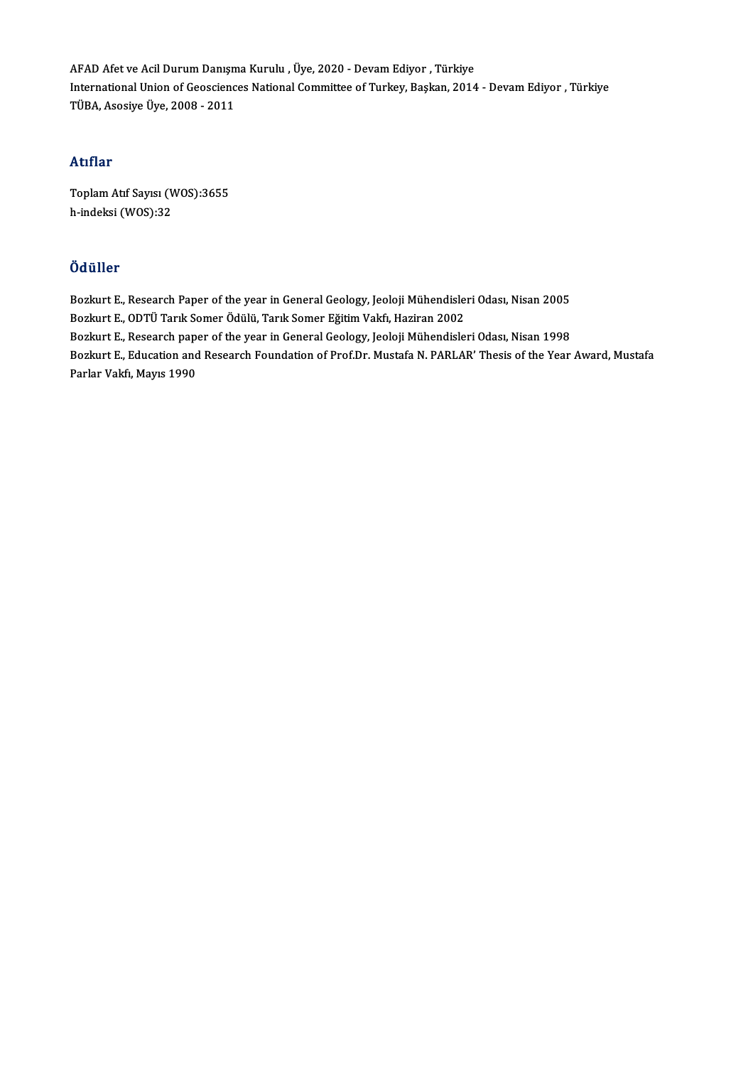AFAD Afet ve Acil Durum Danışma Kurulu , Üye, 2020 - Devam Ediyor , Türkiye
International Union of Geosciences National Committee of Turkey, Başkan, 2014 - Devam Ediyor , Türkiye
TÜBA, Asosiye Üye, 2008 - 2011

## Atıflar

Toplam Atıf Sayısı (WOS):3655
h-indeksi (WOS):32

## Ödüller

Bozkurt E., Research Paper of the year in General Geology, Jeoloji Mühendisleri Odası, Nisan 2005
Bozkurt E., ODTÜ Tarık Somer Ödülü, Tarık Somer Eğitim Vakfı, Haziran 2002
Bozkurt E., Research paper of the year in General Geology, Jeoloji Mühendisleri Odası, Nisan 1998
Bozkurt E., Education and Research Foundation of Prof.Dr. Mustafa N. PARLAR' Thesis of the Year Award, Mustafa Parlar Vakfı, Mayıs 1990